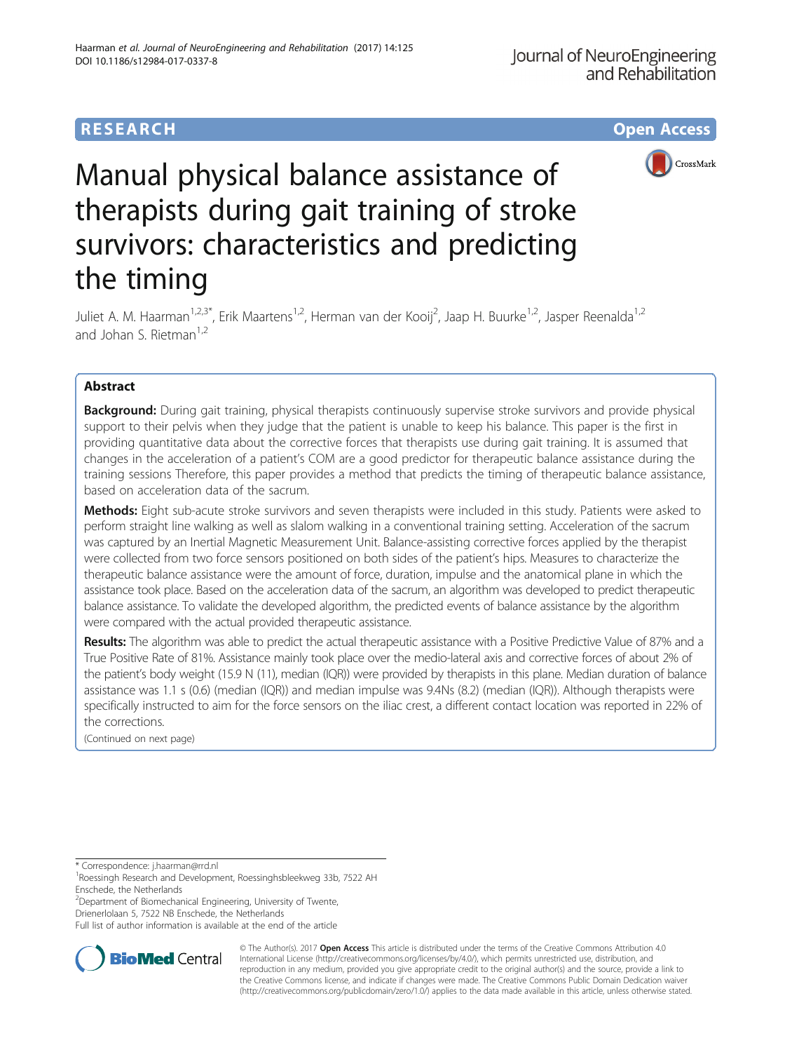RESEARCH Open Access

# Manual physical balance assistance of therapists during gait training of stroke survivors: characteristics and predicting the timing

Juliet A. M. Haarman[1,2,3*], Erik Maartens[1,2], Herman van der Kooij[2], Jaap H. Buurke[1,2], Jasper Reenalda[1,2] and Johan S. Rietman[1,2]

## Abstract

**Background:** During gait training, physical therapists continuously supervise stroke survivors and provide physical support to their pelvis when they judge that the patient is unable to keep his balance. This paper is the first in providing quantitative data about the corrective forces that therapists use during gait training. It is assumed that changes in the acceleration of a patient's COM are a good predictor for therapeutic balance assistance during the training sessions Therefore, this paper provides a method that predicts the timing of therapeutic balance assistance, based on acceleration data of the sacrum.

**Methods:** Eight sub-acute stroke survivors and seven therapists were included in this study. Patients were asked to perform straight line walking as well as slalom walking in a conventional training setting. Acceleration of the sacrum was captured by an Inertial Magnetic Measurement Unit. Balance-assisting corrective forces applied by the therapist were collected from two force sensors positioned on both sides of the patient's hips. Measures to characterize the therapeutic balance assistance were the amount of force, duration, impulse and the anatomical plane in which the assistance took place. Based on the acceleration data of the sacrum, an algorithm was developed to predict therapeutic balance assistance. To validate the developed algorithm, the predicted events of balance assistance by the algorithm were compared with the actual provided therapeutic assistance.

**Results:** The algorithm was able to predict the actual therapeutic assistance with a Positive Predictive Value of 87% and a True Positive Rate of 81%. Assistance mainly took place over the medio-lateral axis and corrective forces of about 2% of the patient's body weight (15.9 N (11), median (IQR)) were provided by therapists in this plane. Median duration of balance assistance was 1.1 s (0.6) (median (IQR)) and median impulse was 9.4Ns (8.2) (median (IQR)). Although therapists were specifically instructed to aim for the force sensors on the iliac crest, a different contact location was reported in 22% of the corrections.

(Continued on next page)

---

* Correspondence: j.haarman@rrd.nl

[1]Roessingh Research and Development, Roessinghsbleekweg 33b, 7522 AH Enschede, the Netherlands

[2]Department of Biomechanical Engineering, University of Twente, Drienerlolaan 5, 7522 NB Enschede, the Netherlands

Full list of author information is available at the end of the article

© The Author(s). 2017 **Open Access** This article is distributed under the terms of the Creative Commons Attribution 4.0 International License (http://creativecommons.org/licenses/by/4.0/), which permits unrestricted use, distribution, and reproduction in any medium, provided you give appropriate credit to the original author(s) and the source, provide a link to the Creative Commons license, and indicate if changes were made. The Creative Commons Public Domain Dedication waiver (http://creativecommons.org/publicdomain/zero/1.0/) applies to the data made available in this article, unless otherwise stated.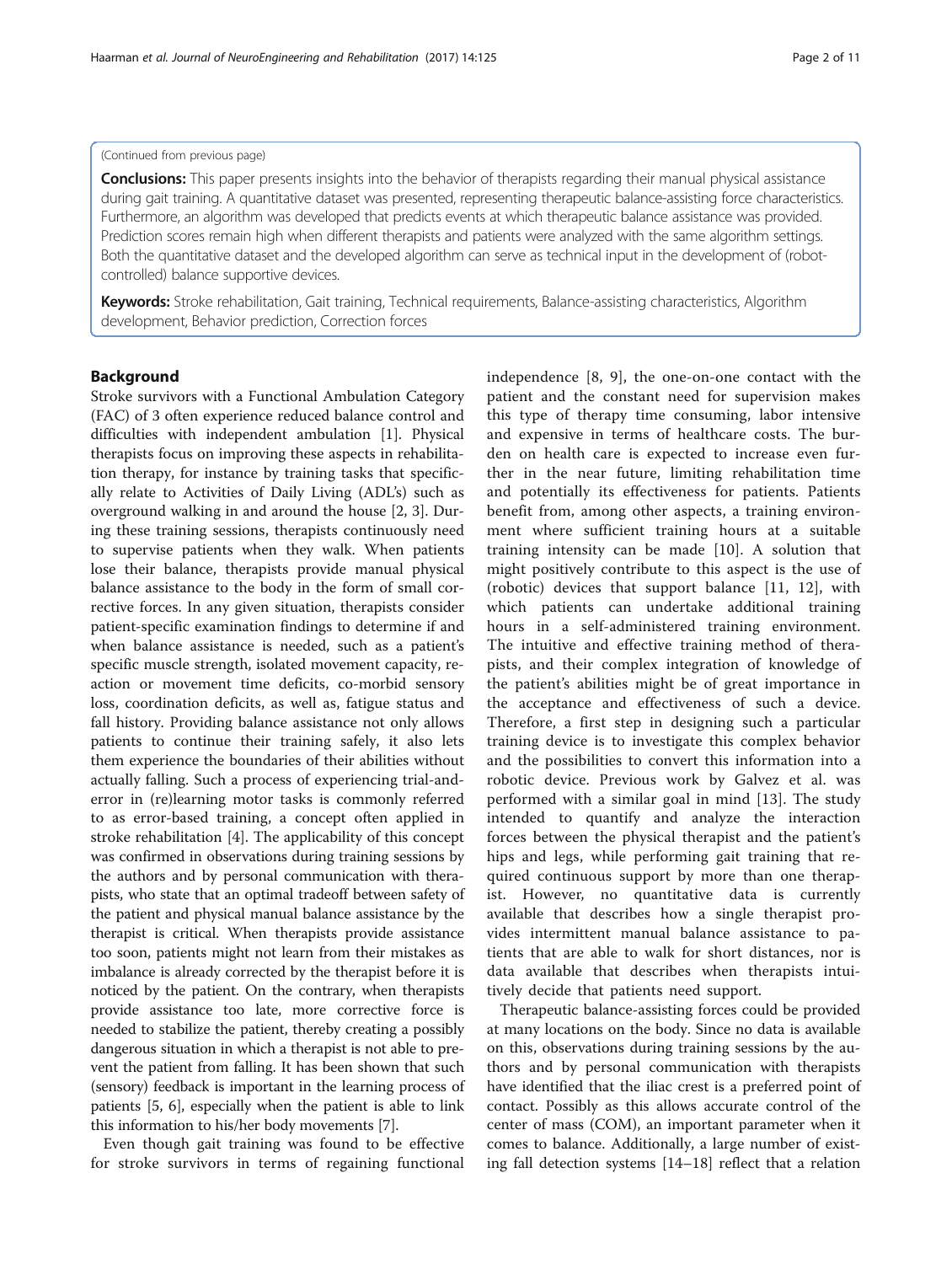(Continued from previous page)

**Conclusions:** This paper presents insights into the behavior of therapists regarding their manual physical assistance during gait training. A quantitative dataset was presented, representing therapeutic balance-assisting force characteristics. Furthermore, an algorithm was developed that predicts events at which therapeutic balance assistance was provided. Prediction scores remain high when different therapists and patients were analyzed with the same algorithm settings. Both the quantitative dataset and the developed algorithm can serve as technical input in the development of (robot-controlled) balance supportive devices.

**Keywords:** Stroke rehabilitation, Gait training, Technical requirements, Balance-assisting characteristics, Algorithm development, Behavior prediction, Correction forces

## Background

Stroke survivors with a Functional Ambulation Category (FAC) of 3 often experience reduced balance control and difficulties with independent ambulation [1]. Physical therapists focus on improving these aspects in rehabilitation therapy, for instance by training tasks that specifically relate to Activities of Daily Living (ADL's) such as overground walking in and around the house [2, 3]. During these training sessions, therapists continuously need to supervise patients when they walk. When patients lose their balance, therapists provide manual physical balance assistance to the body in the form of small corrective forces. In any given situation, therapists consider patient-specific examination findings to determine if and when balance assistance is needed, such as a patient's specific muscle strength, isolated movement capacity, reaction or movement time deficits, co-morbid sensory loss, coordination deficits, as well as, fatigue status and fall history. Providing balance assistance not only allows patients to continue their training safely, it also lets them experience the boundaries of their abilities without actually falling. Such a process of experiencing trial-and-error in (re)learning motor tasks is commonly referred to as error-based training, a concept often applied in stroke rehabilitation [4]. The applicability of this concept was confirmed in observations during training sessions by the authors and by personal communication with therapists, who state that an optimal tradeoff between safety of the patient and physical manual balance assistance by the therapist is critical. When therapists provide assistance too soon, patients might not learn from their mistakes as imbalance is already corrected by the therapist before it is noticed by the patient. On the contrary, when therapists provide assistance too late, more corrective force is needed to stabilize the patient, thereby creating a possibly dangerous situation in which a therapist is not able to prevent the patient from falling. It has been shown that such (sensory) feedback is important in the learning process of patients [5, 6], especially when the patient is able to link this information to his/her body movements [7].

Even though gait training was found to be effective for stroke survivors in terms of regaining functional independence [8, 9], the one-on-one contact with the patient and the constant need for supervision makes this type of therapy time consuming, labor intensive and expensive in terms of healthcare costs. The burden on health care is expected to increase even further in the near future, limiting rehabilitation time and potentially its effectiveness for patients. Patients benefit from, among other aspects, a training environment where sufficient training hours at a suitable training intensity can be made [10]. A solution that might positively contribute to this aspect is the use of (robotic) devices that support balance [11, 12], with which patients can undertake additional training hours in a self-administered training environment. The intuitive and effective training method of therapists, and their complex integration of knowledge of the patient's abilities might be of great importance in the acceptance and effectiveness of such a device. Therefore, a first step in designing such a particular training device is to investigate this complex behavior and the possibilities to convert this information into a robotic device. Previous work by Galvez et al. was performed with a similar goal in mind [13]. The study intended to quantify and analyze the interaction forces between the physical therapist and the patient's hips and legs, while performing gait training that required continuous support by more than one therapist. However, no quantitative data is currently available that describes how a single therapist provides intermittent manual balance assistance to patients that are able to walk for short distances, nor is data available that describes when therapists intuitively decide that patients need support.

Therapeutic balance-assisting forces could be provided at many locations on the body. Since no data is available on this, observations during training sessions by the authors and by personal communication with therapists have identified that the iliac crest is a preferred point of contact. Possibly as this allows accurate control of the center of mass (COM), an important parameter when it comes to balance. Additionally, a large number of existing fall detection systems [14–18] reflect that a relation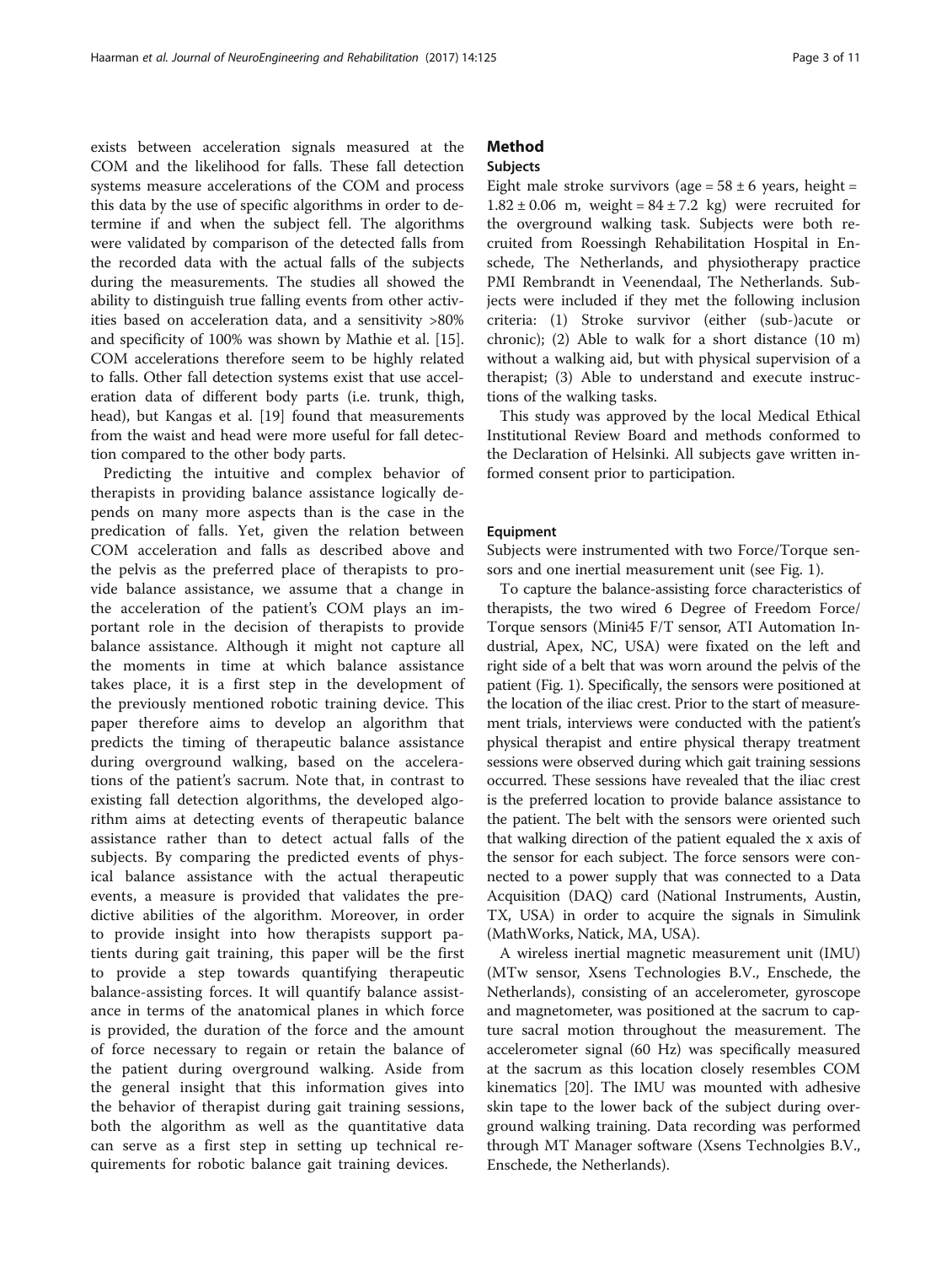exists between acceleration signals measured at the COM and the likelihood for falls. These fall detection systems measure accelerations of the COM and process this data by the use of specific algorithms in order to determine if and when the subject fell. The algorithms were validated by comparison of the detected falls from the recorded data with the actual falls of the subjects during the measurements. The studies all showed the ability to distinguish true falling events from other activities based on acceleration data, and a sensitivity >80% and specificity of 100% was shown by Mathie et al. [15]. COM accelerations therefore seem to be highly related to falls. Other fall detection systems exist that use acceleration data of different body parts (i.e. trunk, thigh, head), but Kangas et al. [19] found that measurements from the waist and head were more useful for fall detection compared to the other body parts.

Predicting the intuitive and complex behavior of therapists in providing balance assistance logically depends on many more aspects than is the case in the predication of falls. Yet, given the relation between COM acceleration and falls as described above and the pelvis as the preferred place of therapists to provide balance assistance, we assume that a change in the acceleration of the patient's COM plays an important role in the decision of therapists to provide balance assistance. Although it might not capture all the moments in time at which balance assistance takes place, it is a first step in the development of the previously mentioned robotic training device. This paper therefore aims to develop an algorithm that predicts the timing of therapeutic balance assistance during overground walking, based on the accelerations of the patient's sacrum. Note that, in contrast to existing fall detection algorithms, the developed algorithm aims at detecting events of therapeutic balance assistance rather than to detect actual falls of the subjects. By comparing the predicted events of physical balance assistance with the actual therapeutic events, a measure is provided that validates the predictive abilities of the algorithm. Moreover, in order to provide insight into how therapists support patients during gait training, this paper will be the first to provide a step towards quantifying therapeutic balance-assisting forces. It will quantify balance assistance in terms of the anatomical planes in which force is provided, the duration of the force and the amount of force necessary to regain or retain the balance of the patient during overground walking. Aside from the general insight that this information gives into the behavior of therapist during gait training sessions, both the algorithm as well as the quantitative data can serve as a first step in setting up technical requirements for robotic balance gait training devices.

# Method

## Subjects

Eight male stroke survivors (age = 58 ± 6 years, height = 1.82 ± 0.06 m, weight = 84 ± 7.2 kg) were recruited for the overground walking task. Subjects were both recruited from Roessingh Rehabilitation Hospital in Enschede, The Netherlands, and physiotherapy practice PMI Rembrandt in Veenendaal, The Netherlands. Subjects were included if they met the following inclusion criteria: (1) Stroke survivor (either (sub-)acute or chronic); (2) Able to walk for a short distance (10 m) without a walking aid, but with physical supervision of a therapist; (3) Able to understand and execute instructions of the walking tasks.

This study was approved by the local Medical Ethical Institutional Review Board and methods conformed to the Declaration of Helsinki. All subjects gave written informed consent prior to participation.

## Equipment

Subjects were instrumented with two Force/Torque sensors and one inertial measurement unit (see Fig. 1).

To capture the balance-assisting force characteristics of therapists, the two wired 6 Degree of Freedom Force/Torque sensors (Mini45 F/T sensor, ATI Automation Industrial, Apex, NC, USA) were fixated on the left and right side of a belt that was worn around the pelvis of the patient (Fig. 1). Specifically, the sensors were positioned at the location of the iliac crest. Prior to the start of measurement trials, interviews were conducted with the patient's physical therapist and entire physical therapy treatment sessions were observed during which gait training sessions occurred. These sessions have revealed that the iliac crest is the preferred location to provide balance assistance to the patient. The belt with the sensors were oriented such that walking direction of the patient equaled the x axis of the sensor for each subject. The force sensors were connected to a power supply that was connected to a Data Acquisition (DAQ) card (National Instruments, Austin, TX, USA) in order to acquire the signals in Simulink (MathWorks, Natick, MA, USA).

A wireless inertial magnetic measurement unit (IMU) (MTw sensor, Xsens Technologies B.V., Enschede, the Netherlands), consisting of an accelerometer, gyroscope and magnetometer, was positioned at the sacrum to capture sacral motion throughout the measurement. The accelerometer signal (60 Hz) was specifically measured at the sacrum as this location closely resembles COM kinematics [20]. The IMU was mounted with adhesive skin tape to the lower back of the subject during overground walking training. Data recording was performed through MT Manager software (Xsens Technolgies B.V., Enschede, the Netherlands).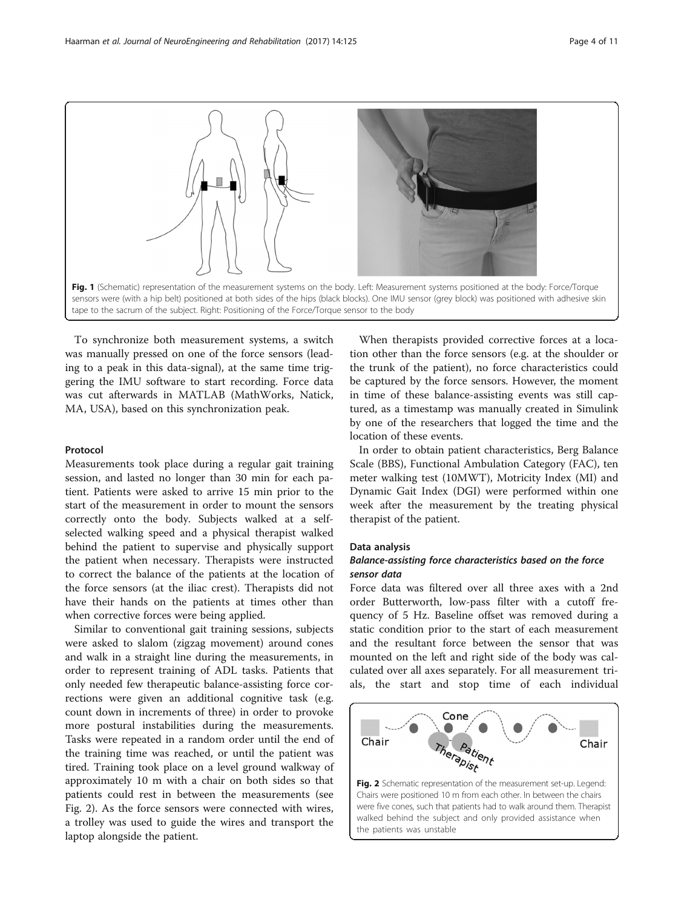Fig. 1 (Schematic) representation of the measurement systems on the body. Left: Measurement systems positioned at the body: Force/Torque sensors were (with a hip belt) positioned at both sides of the hips (black blocks). One IMU sensor (grey block) was positioned with adhesive skin tape to the sacrum of the subject. Right: Positioning of the Force/Torque sensor to the body

To synchronize both measurement systems, a switch was manually pressed on one of the force sensors (leading to a peak in this data-signal), at the same time triggering the IMU software to start recording. Force data was cut afterwards in MATLAB (MathWorks, Natick, MA, USA), based on this synchronization peak.

### Protocol

Measurements took place during a regular gait training session, and lasted no longer than 30 min for each patient. Patients were asked to arrive 15 min prior to the start of the measurement in order to mount the sensors correctly onto the body. Subjects walked at a self-selected walking speed and a physical therapist walked behind the patient to supervise and physically support the patient when necessary. Therapists were instructed to correct the balance of the patients at the location of the force sensors (at the iliac crest). Therapists did not have their hands on the patients at times other than when corrective forces were being applied.

Similar to conventional gait training sessions, subjects were asked to slalom (zigzag movement) around cones and walk in a straight line during the measurements, in order to represent training of ADL tasks. Patients that only needed few therapeutic balance-assisting force corrections were given an additional cognitive task (e.g. count down in increments of three) in order to provoke more postural instabilities during the measurements. Tasks were repeated in a random order until the end of the training time was reached, or until the patient was tired. Training took place on a level ground walkway of approximately 10 m with a chair on both sides so that patients could rest in between the measurements (see Fig. 2). As the force sensors were connected with wires, a trolley was used to guide the wires and transport the laptop alongside the patient.

When therapists provided corrective forces at a location other than the force sensors (e.g. at the shoulder or the trunk of the patient), no force characteristics could be captured by the force sensors. However, the moment in time of these balance-assisting events was still captured, as a timestamp was manually created in Simulink by one of the researchers that logged the time and the location of these events.

In order to obtain patient characteristics, Berg Balance Scale (BBS), Functional Ambulation Category (FAC), ten meter walking test (10MWT), Motricity Index (MI) and Dynamic Gait Index (DGI) were performed within one week after the measurement by the treating physical therapist of the patient.

### Data analysis

#### *Balance-assisting force characteristics based on the force sensor data*

Force data was filtered over all three axes with a 2nd order Butterworth, low-pass filter with a cutoff frequency of 5 Hz. Baseline offset was removed during a static condition prior to the start of each measurement and the resultant force between the sensor that was mounted on the left and right side of the body was calculated over all axes separately. For all measurement trials, the start and stop time of each individual

Fig. 2 Schematic representation of the measurement set-up. Legend: Chairs were positioned 10 m from each other. In between the chairs were five cones, such that patients had to walk around them. Therapist walked behind the subject and only provided assistance when the patients was unstable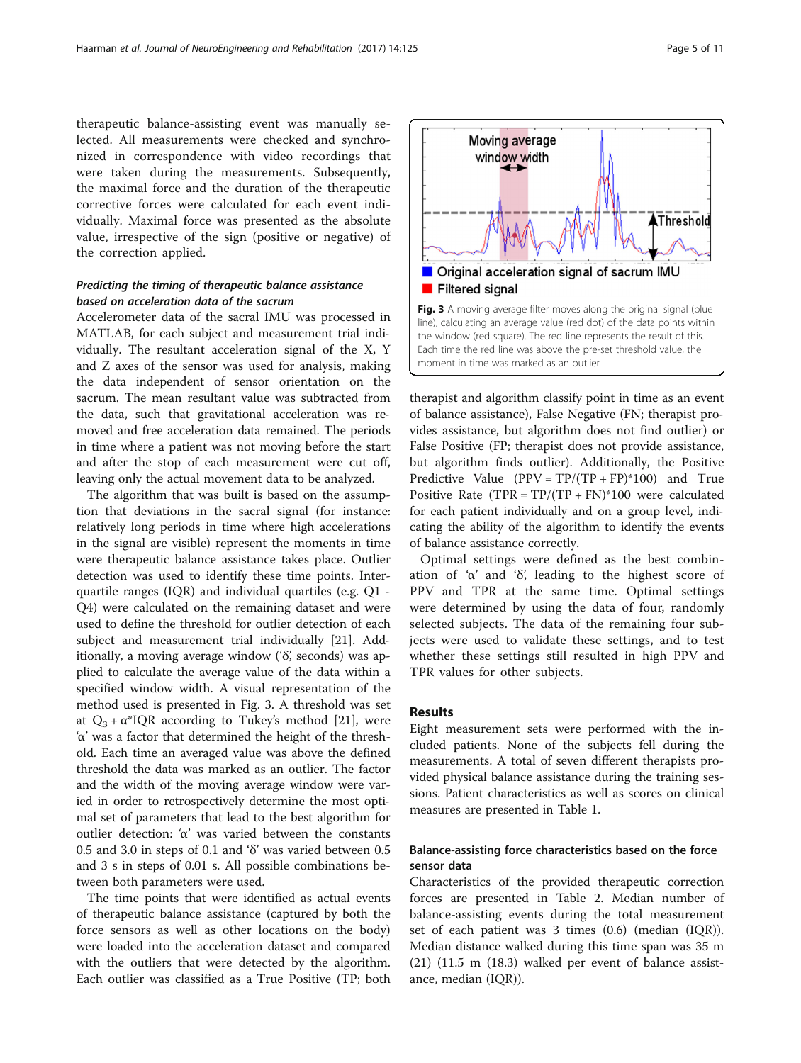therapeutic balance-assisting event was manually selected. All measurements were checked and synchronized in correspondence with video recordings that were taken during the measurements. Subsequently, the maximal force and the duration of the therapeutic corrective forces were calculated for each event individually. Maximal force was presented as the absolute value, irrespective of the sign (positive or negative) of the correction applied.

### *Predicting the timing of therapeutic balance assistance based on acceleration data of the sacrum*

Accelerometer data of the sacral IMU was processed in MATLAB, for each subject and measurement trial individually. The resultant acceleration signal of the X, Y and Z axes of the sensor was used for analysis, making the data independent of sensor orientation on the sacrum. The mean resultant value was subtracted from the data, such that gravitational acceleration was removed and free acceleration data remained. The periods in time where a patient was not moving before the start and after the stop of each measurement were cut off, leaving only the actual movement data to be analyzed.

The algorithm that was built is based on the assumption that deviations in the sacral signal (for instance: relatively long periods in time where high accelerations in the signal are visible) represent the moments in time were therapeutic balance assistance takes place. Outlier detection was used to identify these time points. Interquartile ranges (IQR) and individual quartiles (e.g. Q1 - Q4) were calculated on the remaining dataset and were used to define the threshold for outlier detection of each subject and measurement trial individually [21]. Additionally, a moving average window ('δ', seconds) was applied to calculate the average value of the data within a specified window width. A visual representation of the method used is presented in Fig. 3. A threshold was set at $Q_3 + \alpha * IQR$ according to Tukey's method [21], were 'α' was a factor that determined the height of the threshold. Each time an averaged value was above the defined threshold the data was marked as an outlier. The factor and the width of the moving average window were varied in order to retrospectively determine the most optimal set of parameters that lead to the best algorithm for outlier detection: 'α' was varied between the constants 0.5 and 3.0 in steps of 0.1 and 'δ' was varied between 0.5 and 3 s in steps of 0.01 s. All possible combinations between both parameters were used.

The time points that were identified as actual events of therapeutic balance assistance (captured by both the force sensors as well as other locations on the body) were loaded into the acceleration dataset and compared with the outliers that were detected by the algorithm. Each outlier was classified as a True Positive (TP; both therapist and algorithm classify point in time as an event of balance assistance), False Negative (FN; therapist provides assistance, but algorithm does not find outlier) or False Positive (FP; therapist does not provide assistance, but algorithm finds outlier). Additionally, the Positive Predictive Value ($PPV = TP/(TP + FP)*100$) and True Positive Rate ($TPR = TP/(TP + FN)*100$ were calculated for each patient individually and on a group level, indicating the ability of the algorithm to identify the events of balance assistance correctly.

Moving average window width

Threshold

Original acceleration signal of sacrum IMU

Filtered signal

**Fig. 3** A moving average filter moves along the original signal (blue line), calculating an average value (red dot) of the data points within the window (red square). The red line represents the result of this. Each time the red line was above the pre-set threshold value, the moment in time was marked as an outlier

Optimal settings were defined as the best combination of 'α' and 'δ', leading to the highest score of PPV and TPR at the same time. Optimal settings were determined by using the data of four, randomly selected subjects. The data of the remaining four subjects were used to validate these settings, and to test whether these settings still resulted in high PPV and TPR values for other subjects.

## Results

Eight measurement sets were performed with the included patients. None of the subjects fell during the measurements. A total of seven different therapists provided physical balance assistance during the training sessions. Patient characteristics as well as scores on clinical measures are presented in Table 1.

### Balance-assisting force characteristics based on the force sensor data

Characteristics of the provided therapeutic correction forces are presented in Table 2. Median number of balance-assisting events during the total measurement set of each patient was 3 times (0.6) (median (IQR)). Median distance walked during this time span was 35 m (21) (11.5 m (18.3) walked per event of balance assistance, median (IQR)).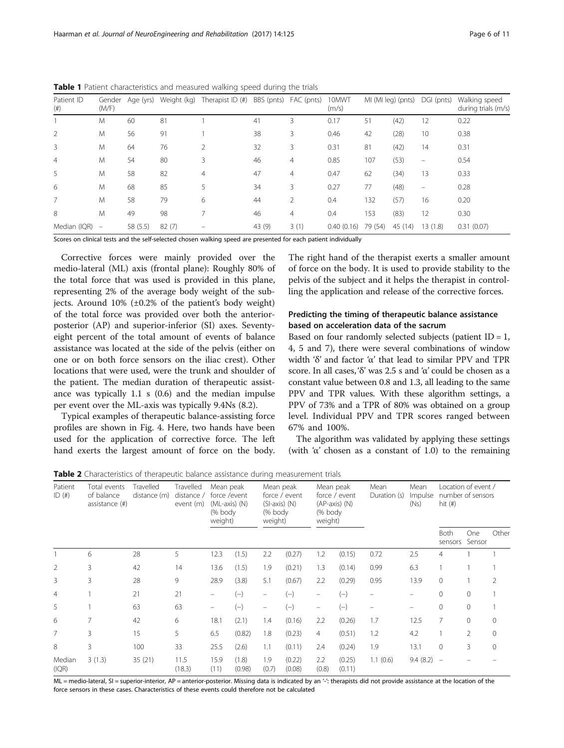**Table 1** Patient characteristics and measured walking speed during the trials

| Patient ID (#) | Gender (M/F) | Age (yrs) | Weight (kg) | Therapist ID (#) | BBS (pnts) | FAC (pnts) | 10MWT (m/s) | MI (MI leg) (pnts) | | DGI (pnts) | Walking speed during trials (m/s) |
|---|---|---|---|---|---|---|---|---|---|---|---|
| 1 | M | 60 | 81 | 1 | 41 | 3 | 0.17 | 51 | (42) | 12 | 0.22 |
| 2 | M | 56 | 91 | 1 | 38 | 3 | 0.46 | 42 | (28) | 10 | 0.38 |
| 3 | M | 64 | 76 | 2 | 32 | 3 | 0.31 | 81 | (42) | 14 | 0.31 |
| 4 | M | 54 | 80 | 3 | 46 | 4 | 0.85 | 107 | (53) | – | 0.54 |
| 5 | M | 58 | 82 | 4 | 47 | 4 | 0.47 | 62 | (34) | 13 | 0.33 |
| 6 | M | 68 | 85 | 5 | 34 | 3 | 0.27 | 77 | (48) | – | 0.28 |
| 7 | M | 58 | 79 | 6 | 44 | 2 | 0.4 | 132 | (57) | 16 | 0.20 |
| 8 | M | 49 | 98 | 7 | 46 | 4 | 0.4 | 153 | (83) | 12 | 0.30 |
| Median (IQR) | – | 58 (5.5) | 82 (7) | – | 43 (9) | 3 (1) | 0.40 (0.16) | 79 (54) | 45 (14) | 13 (1.8) | 0.31 (0.07) |

Scores on clinical tests and the self-selected chosen walking speed are presented for each patient individually

Corrective forces were mainly provided over the medio-lateral (ML) axis (frontal plane): Roughly 80% of the total force that was used is provided in this plane, representing 2% of the average body weight of the subjects. Around 10% (±0.2% of the patient's body weight) of the total force was provided over both the anterior-posterior (AP) and superior-inferior (SI) axes. Seventy-eight percent of the total amount of events of balance assistance was located at the side of the pelvis (either on one or on both force sensors on the iliac crest). Other locations that were used, were the trunk and shoulder of the patient. The median duration of therapeutic assistance was typically 1.1 s (0.6) and the median impulse per event over the ML-axis was typically 9.4Ns (8.2).

Typical examples of therapeutic balance-assisting force profiles are shown in Fig. 4. Here, two hands have been used for the application of corrective force. The left hand exerts the largest amount of force on the body. The right hand of the therapist exerts a smaller amount of force on the body. It is used to provide stability to the pelvis of the subject and it helps the therapist in controlling the application and release of the corrective forces.

### Predicting the timing of therapeutic balance assistance based on acceleration data of the sacrum

Based on four randomly selected subjects (patient ID = 1, 4, 5 and 7), there were several combinations of window width 'δ' and factor 'α' that lead to similar PPV and TPR score. In all cases, 'δ' was 2.5 s and 'α' could be chosen as a constant value between 0.8 and 1.3, all leading to the same PPV and TPR values. With these algorithm settings, a PPV of 73% and a TPR of 80% was obtained on a group level. Individual PPV and TPR scores ranged between 67% and 100%.

The algorithm was validated by applying these settings (with 'α' chosen as a constant of 1.0) to the remaining

**Table 2** Characteristics of therapeutic balance assistance during measurement trials

| Patient ID (#) | Total events of balance assistance (#) | Travelled distance (m) | Travelled distance / event (m) | Mean peak force /event (ML-axis) (N) (% body weight) | | Mean peak force / event (SI-axis) (N) (% body weight) | | Mean peak force / event (AP-axis) (N) (% body weight) | | Mean Duration (s) | Mean Impulse (Ns) | Location of event / number of sensors hit (#) | | |
|---|---|---|---|---|---|---|---|---|---|---|---|---|---|---|
| | | | | | | | | | | | | Both sensors | One Sensor | Other |
| 1 | 6 | 28 | 5 | 12.3 | (1.5) | 2.2 | (0.27) | 1.2 | (0.15) | 0.72 | 2.5 | 4 | 1 | 1 |
| 2 | 3 | 42 | 14 | 13.6 | (1.5) | 1.9 | (0.21) | 1.3 | (0.14) | 0.99 | 6.3 | 1 | 1 | 1 |
| 3 | 3 | 28 | 9 | 28.9 | (3.8) | 5.1 | (0.67) | 2.2 | (0.29) | 0.95 | 13.9 | 0 | 1 | 2 |
| 4 | 1 | 21 | 21 | – | (–) | – | (–) | – | (–) | – | – | 0 | 0 | 1 |
| 5 | 1 | 63 | 63 | – | (–) | – | (–) | – | (–) | – | – | 0 | 0 | 1 |
| 6 | 7 | 42 | 6 | 18.1 | (2.1) | 1.4 | (0.16) | 2.2 | (0.26) | 1.7 | 12.5 | 7 | 0 | 0 |
| 7 | 3 | 15 | 5 | 6.5 | (0.82) | 1.8 | (0.23) | 4 | (0.51) | 1.2 | 4.2 | 1 | 2 | 0 |
| 8 | 3 | 100 | 33 | 25.5 | (2.6) | 1.1 | (0.11) | 2.4 | (0.24) | 1.9 | 13.1 | 0 | 3 | 0 |
| Median (IQR) | 3 (1.3) | 35 (21) | 11.5 (18.3) | 15.9 (11) | (1.8) (0.98) | 1.9 (0.7) | (0.22) (0.08) | 2.2 (0.8) | (0.25) (0.11) | 1.1 (0.6) | 9.4 (8.2) | – | – | – |

ML = medio-lateral, SI = superior-interior, AP = anterior-posterior. Missing data is indicated by an '-': therapists did not provide assistance at the location of the force sensors in these cases. Characteristics of these events could therefore not be calculated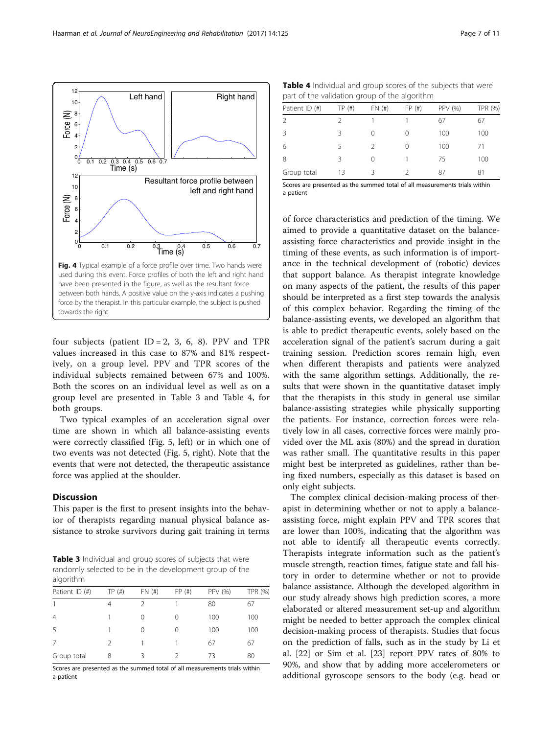Fig. 4 Typical example of a force profile over time. Two hands were used during this event. Force profiles of both the left and right hand have been presented in the figure, as well as the resultant force between both hands. A positive value on the y-axis indicates a pushing force by the therapist. In this particular example, the subject is pushed towards the right

four subjects (patient ID = 2, 3, 6, 8). PPV and TPR values increased in this case to 87% and 81% respectively, on a group level. PPV and TPR scores of the individual subjects remained between 67% and 100%. Both the scores on an individual level as well as on a group level are presented in Table 3 and Table 4, for both groups.

Two typical examples of an acceleration signal over time are shown in which all balance-assisting events were correctly classified (Fig. 5, left) or in which one of two events was not detected (Fig. 5, right). Note that the events that were not detected, the therapeutic assistance force was applied at the shoulder.

## Discussion

This paper is the first to present insights into the behavior of therapists regarding manual physical balance assistance to stroke survivors during gait training in terms of force characteristics and prediction of the timing. We aimed to provide a quantitative dataset on the balance-assisting force characteristics and provide insight in the timing of these events, as such information is of importance in the technical development of (robotic) devices that support balance. As therapist integrate knowledge on many aspects of the patient, the results of this paper should be interpreted as a first step towards the analysis of this complex behavior. Regarding the timing of the balance-assisting events, we developed an algorithm that is able to predict therapeutic events, solely based on the acceleration signal of the patient's sacrum during a gait training session. Prediction scores remain high, even when different therapists and patients were analyzed with the same algorithm settings. Additionally, the results that were shown in the quantitative dataset imply that the therapists in this study in general use similar balance-assisting strategies while physically supporting the patients. For instance, correction forces were relatively low in all cases, corrective forces were mainly provided over the ML axis (80%) and the spread in duration was rather small. The quantitative results in this paper might best be interpreted as guidelines, rather than being fixed numbers, especially as this dataset is based on only eight subjects.

The complex clinical decision-making process of therapist in determining whether or not to apply a balance-assisting force, might explain PPV and TPR scores that are lower than 100%, indicating that the algorithm was not able to identify all therapeutic events correctly. Therapists integrate information such as the patient's muscle strength, reaction times, fatigue state and fall history in order to determine whether or not to provide balance assistance. Although the developed algorithm in our study already shows high prediction scores, a more elaborated or altered measurement set-up and algorithm might be needed to better approach the complex clinical decision-making process of therapists. Studies that focus on the prediction of falls, such as in the study by Li et al. [22] or Sim et al. [23] report PPV rates of 80% to 90%, and show that by adding more accelerometers or additional gyroscope sensors to the body (e.g. head or

**Table 3** Individual and group scores of subjects that were randomly selected to be in the development group of the algorithm

| Patient ID (#) | TP (#) | FN (#) | FP (#) | PPV (%) | TPR (%) |
|---|---|---|---|---|---|
| 1 | 4 | 2 | 1 | 80 | 67 |
| 4 | 1 | 0 | 0 | 100 | 100 |
| 5 | 1 | 0 | 0 | 100 | 100 |
| 7 | 2 | 1 | 1 | 67 | 67 |
| Group total | 8 | 3 | 2 | 73 | 80 |

Scores are presented as the summed total of all measurements trials within a patient

**Table 4** Individual and group scores of the subjects that were part of the validation group of the algorithm

| Patient ID (#) | TP (#) | FN (#) | FP (#) | PPV (%) | TPR (%) |
|---|---|---|---|---|---|
| 2 | 2 | 1 | 1 | 67 | 67 |
| 3 | 3 | 0 | 0 | 100 | 100 |
| 6 | 5 | 2 | 0 | 100 | 71 |
| 8 | 3 | 0 | 1 | 75 | 100 |
| Group total | 13 | 3 | 2 | 87 | 81 |

Scores are presented as the summed total of all measurements trials within a patient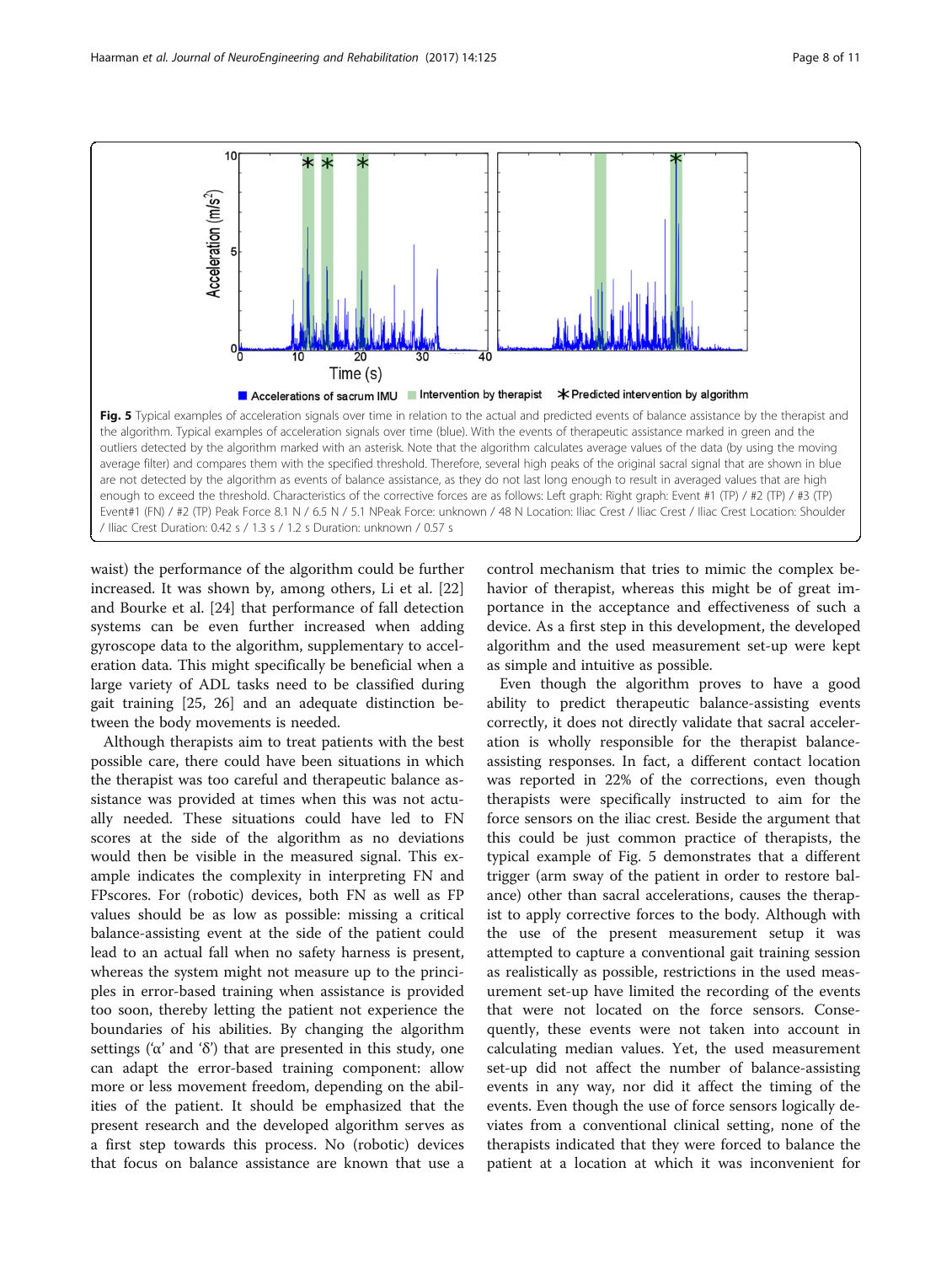10

5

0

0 10 20 30 40

Acceleration (m/s²)

Time (s)

Accelerations of sacrum IMU   Intervention by therapist   * Predicted intervention by algorithm

**Fig. 5** Typical examples of acceleration signals over time in relation to the actual and predicted events of balance assistance by the therapist and the algorithm. Typical examples of acceleration signals over time (blue). With the events of therapeutic assistance marked in green and the outliers detected by the algorithm marked with an asterisk. Note that the algorithm calculates average values of the data (by using the moving average filter) and compares them with the specified threshold. Therefore, several high peaks of the original sacral signal that are shown in blue are not detected by the algorithm as events of balance assistance, as they do not last long enough to result in averaged values that are high enough to exceed the threshold. Characteristics of the corrective forces are as follows: Left graph: Right graph: Event #1 (TP) / #2 (TP) / #3 (TP) Event#1 (FN) / #2 (TP) Peak Force 8.1 N / 6.5 N / 5.1 NPeak Force: unknown / 48 N Location: Iliac Crest / Iliac Crest / Iliac Crest Location: Shoulder / Iliac Crest Duration: 0.42 s / 1.3 s / 1.2 s Duration: unknown / 0.57 s

waist) the performance of the algorithm could be further increased. It was shown by, among others, Li et al. [22] and Bourke et al. [24] that performance of fall detection systems can be even further increased when adding gyroscope data to the algorithm, supplementary to acceleration data. This might specifically be beneficial when a large variety of ADL tasks need to be classified during gait training [25, 26] and an adequate distinction between the body movements is needed.

Although therapists aim to treat patients with the best possible care, there could have been situations in which the therapist was too careful and therapeutic balance assistance was provided at times when this was not actually needed. These situations could have led to FN scores at the side of the algorithm as no deviations would then be visible in the measured signal. This example indicates the complexity in interpreting FN and FPscores. For (robotic) devices, both FN as well as FP values should be as low as possible: missing a critical balance-assisting event at the side of the patient could lead to an actual fall when no safety harness is present, whereas the system might not measure up to the principles in error-based training when assistance is provided too soon, thereby letting the patient not experience the boundaries of his abilities. By changing the algorithm settings ('α' and 'δ') that are presented in this study, one can adapt the error-based training component: allow more or less movement freedom, depending on the abilities of the patient. It should be emphasized that the present research and the developed algorithm serves as a first step towards this process. No (robotic) devices that focus on balance assistance are known that use a control mechanism that tries to mimic the complex behavior of therapist, whereas this might be of great importance in the acceptance and effectiveness of such a device. As a first step in this development, the developed algorithm and the used measurement set-up were kept as simple and intuitive as possible.

Even though the algorithm proves to have a good ability to predict therapeutic balance-assisting events correctly, it does not directly validate that sacral acceleration is wholly responsible for the therapist balance-assisting responses. In fact, a different contact location was reported in 22% of the corrections, even though therapists were specifically instructed to aim for the force sensors on the iliac crest. Beside the argument that this could be just common practice of therapists, the typical example of Fig. 5 demonstrates that a different trigger (arm sway of the patient in order to restore balance) other than sacral accelerations, causes the therapist to apply corrective forces to the body. Although with the use of the present measurement setup it was attempted to capture a conventional gait training session as realistically as possible, restrictions in the used measurement set-up have limited the recording of the events that were not located on the force sensors. Consequently, these events were not taken into account in calculating median values. Yet, the used measurement set-up did not affect the number of balance-assisting events in any way, nor did it affect the timing of the events. Even though the use of force sensors logically deviates from a conventional clinical setting, none of the therapists indicated that they were forced to balance the patient at a location at which it was inconvenient for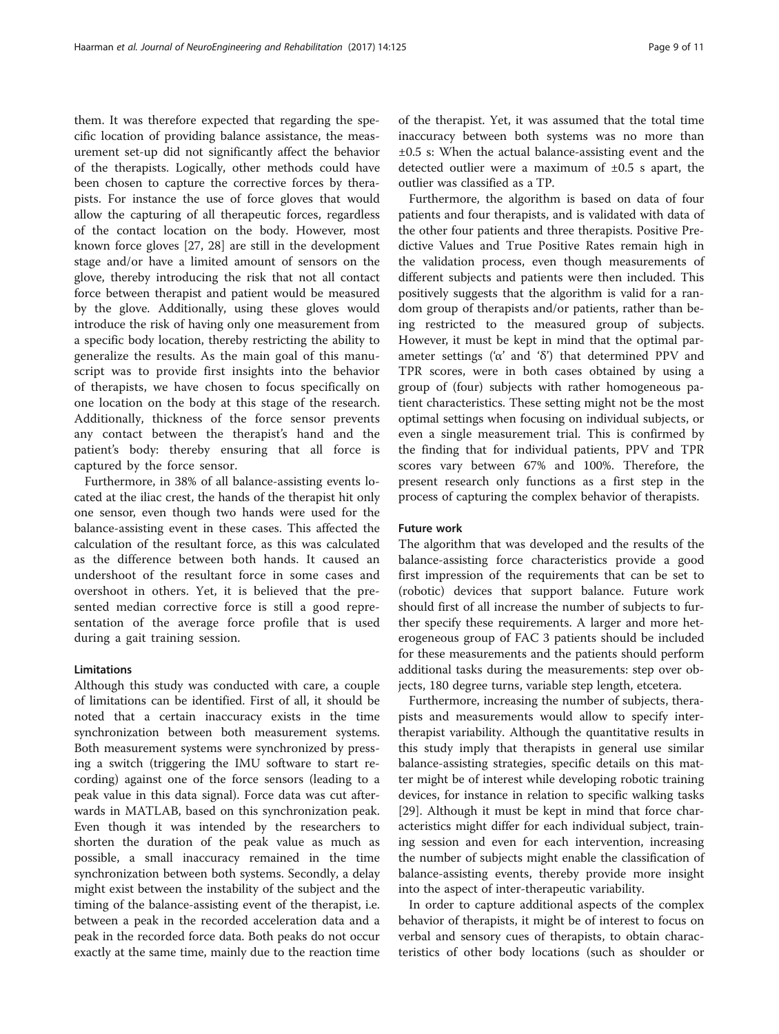them. It was therefore expected that regarding the specific location of providing balance assistance, the measurement set-up did not significantly affect the behavior of the therapists. Logically, other methods could have been chosen to capture the corrective forces by therapists. For instance the use of force gloves that would allow the capturing of all therapeutic forces, regardless of the contact location on the body. However, most known force gloves [27, 28] are still in the development stage and/or have a limited amount of sensors on the glove, thereby introducing the risk that not all contact force between therapist and patient would be measured by the glove. Additionally, using these gloves would introduce the risk of having only one measurement from a specific body location, thereby restricting the ability to generalize the results. As the main goal of this manuscript was to provide first insights into the behavior of therapists, we have chosen to focus specifically on one location on the body at this stage of the research. Additionally, thickness of the force sensor prevents any contact between the therapist's hand and the patient's body: thereby ensuring that all force is captured by the force sensor.

Furthermore, in 38% of all balance-assisting events located at the iliac crest, the hands of the therapist hit only one sensor, even though two hands were used for the balance-assisting event in these cases. This affected the calculation of the resultant force, as this was calculated as the difference between both hands. It caused an undershoot of the resultant force in some cases and overshoot in others. Yet, it is believed that the presented median corrective force is still a good representation of the average force profile that is used during a gait training session.

#### Limitations

Although this study was conducted with care, a couple of limitations can be identified. First of all, it should be noted that a certain inaccuracy exists in the time synchronization between both measurement systems. Both measurement systems were synchronized by pressing a switch (triggering the IMU software to start recording) against one of the force sensors (leading to a peak value in this data signal). Force data was cut afterwards in MATLAB, based on this synchronization peak. Even though it was intended by the researchers to shorten the duration of the peak value as much as possible, a small inaccuracy remained in the time synchronization between both systems. Secondly, a delay might exist between the instability of the subject and the timing of the balance-assisting event of the therapist, i.e. between a peak in the recorded acceleration data and a peak in the recorded force data. Both peaks do not occur exactly at the same time, mainly due to the reaction time of the therapist. Yet, it was assumed that the total time inaccuracy between both systems was no more than ±0.5 s: When the actual balance-assisting event and the detected outlier were a maximum of ±0.5 s apart, the outlier was classified as a TP.

Furthermore, the algorithm is based on data of four patients and four therapists, and is validated with data of the other four patients and three therapists. Positive Predictive Values and True Positive Rates remain high in the validation process, even though measurements of different subjects and patients were then included. This positively suggests that the algorithm is valid for a random group of therapists and/or patients, rather than being restricted to the measured group of subjects. However, it must be kept in mind that the optimal parameter settings ('α' and 'δ') that determined PPV and TPR scores, were in both cases obtained by using a group of (four) subjects with rather homogeneous patient characteristics. These setting might not be the most optimal settings when focusing on individual subjects, or even a single measurement trial. This is confirmed by the finding that for individual patients, PPV and TPR scores vary between 67% and 100%. Therefore, the present research only functions as a first step in the process of capturing the complex behavior of therapists.

#### Future work

The algorithm that was developed and the results of the balance-assisting force characteristics provide a good first impression of the requirements that can be set to (robotic) devices that support balance. Future work should first of all increase the number of subjects to further specify these requirements. A larger and more heterogeneous group of FAC 3 patients should be included for these measurements and the patients should perform additional tasks during the measurements: step over objects, 180 degree turns, variable step length, etcetera.

Furthermore, increasing the number of subjects, therapists and measurements would allow to specify inter-therapist variability. Although the quantitative results in this study imply that therapists in general use similar balance-assisting strategies, specific details on this matter might be of interest while developing robotic training devices, for instance in relation to specific walking tasks [29]. Although it must be kept in mind that force characteristics might differ for each individual subject, training session and even for each intervention, increasing the number of subjects might enable the classification of balance-assisting events, thereby provide more insight into the aspect of inter-therapeutic variability.

In order to capture additional aspects of the complex behavior of therapists, it might be of interest to focus on verbal and sensory cues of therapists, to obtain characteristics of other body locations (such as shoulder or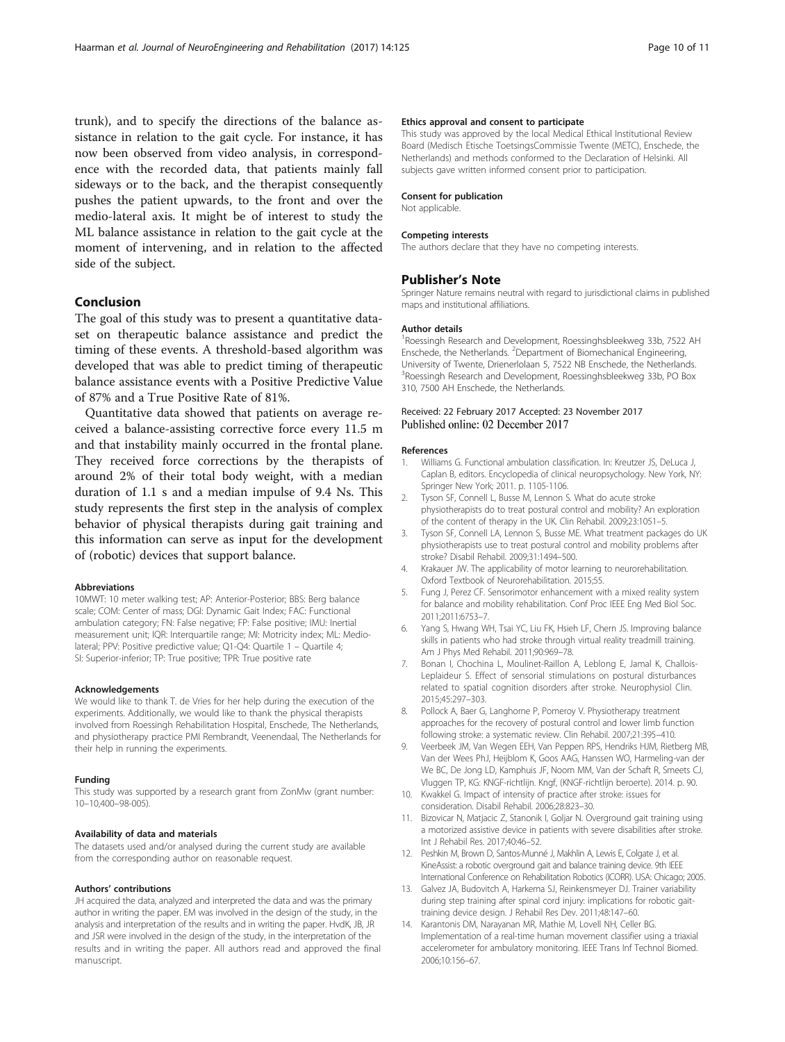trunk), and to specify the directions of the balance assistance in relation to the gait cycle. For instance, it has now been observed from video analysis, in correspondence with the recorded data, that patients mainly fall sideways or to the back, and the therapist consequently pushes the patient upwards, to the front and over the medio-lateral axis. It might be of interest to study the ML balance assistance in relation to the gait cycle at the moment of intervening, and in relation to the affected side of the subject.

## Conclusion

The goal of this study was to present a quantitative dataset on therapeutic balance assistance and predict the timing of these events. A threshold-based algorithm was developed that was able to predict timing of therapeutic balance assistance events with a Positive Predictive Value of 87% and a True Positive Rate of 81%.

Quantitative data showed that patients on average received a balance-assisting corrective force every 11.5 m and that instability mainly occurred in the frontal plane. They received force corrections by the therapists of around 2% of their total body weight, with a median duration of 1.1 s and a median impulse of 9.4 Ns. This study represents the first step in the analysis of complex behavior of physical therapists during gait training and this information can serve as input for the development of (robotic) devices that support balance.

#### Abbreviations

10MWT: 10 meter walking test; AP: Anterior-Posterior; BBS: Berg balance scale; COM: Center of mass; DGI: Dynamic Gait Index; FAC: Functional ambulation category; FN: False negative; FP: False positive; IMU: Inertial measurement unit; IQR: Interquartile range; MI: Motricity index; ML: Medio-lateral; PPV: Positive predictive value; Q1-Q4: Quartile 1 – Quartile 4; SI: Superior-inferior; TP: True positive; TPR: True positive rate

#### Acknowledgements

We would like to thank T. de Vries for her help during the execution of the experiments. Additionally, we would like to thank the physical therapists involved from Roessingh Rehabilitation Hospital, Enschede, The Netherlands, and physiotherapy practice PMI Rembrandt, Veenendaal, The Netherlands for their help in running the experiments.

#### Funding

This study was supported by a research grant from ZonMw (grant number: 10–10,400–98-005).

#### Availability of data and materials

The datasets used and/or analysed during the current study are available from the corresponding author on reasonable request.

#### Authors' contributions

JH acquired the data, analyzed and interpreted the data and was the primary author in writing the paper. EM was involved in the design of the study, in the analysis and interpretation of the results and in writing the paper. HvdK, JB, JR and JSR were involved in the design of the study, in the interpretation of the results and in writing the paper. All authors read and approved the final manuscript.

#### Ethics approval and consent to participate

This study was approved by the local Medical Ethical Institutional Review Board (Medisch Etische ToetsingsCommissie Twente (METC), Enschede, the Netherlands) and methods conformed to the Declaration of Helsinki. All subjects gave written informed consent prior to participation.

#### Consent for publication

Not applicable.

#### Competing interests

The authors declare that they have no competing interests.

## Publisher's Note

Springer Nature remains neutral with regard to jurisdictional claims in published maps and institutional affiliations.

#### Author details

[1]Roessingh Research and Development, Roessinghsbleekweg 33b, 7522 AH Enschede, the Netherlands. [2]Department of Biomechanical Engineering, University of Twente, Drienerlolaan 5, 7522 NB Enschede, the Netherlands. [3]Roessingh Research and Development, Roessinghsbleekweg 33b, PO Box 310, 7500 AH Enschede, the Netherlands.

Received: 22 February 2017 Accepted: 23 November 2017
Published online: 02 December 2017

#### References

1. Williams G. Functional ambulation classification. In: Kreutzer JS, DeLuca J, Caplan B, editors. Encyclopedia of clinical neuropsychology. New York, NY: Springer New York; 2011. p. 1105-1106.
2. Tyson SF, Connell L, Busse M, Lennon S. What do acute stroke physiotherapists do to treat postural control and mobility? An exploration of the content of therapy in the UK. Clin Rehabil. 2009;23:1051–5.
3. Tyson SF, Connell LA, Lennon S, Busse ME. What treatment packages do UK physiotherapists use to treat postural control and mobility problems after stroke? Disabil Rehabil. 2009;31:1494–500.
4. Krakauer JW. The applicability of motor learning to neurorehabilitation. Oxford Textbook of Neurorehabilitation. 2015;55.
5. Fung J, Perez CF. Sensorimotor enhancement with a mixed reality system for balance and mobility rehabilitation. Conf Proc IEEE Eng Med Biol Soc. 2011;2011:6753–7.
6. Yang S, Hwang WH, Tsai YC, Liu FK, Hsieh LF, Chern JS. Improving balance skills in patients who had stroke through virtual reality treadmill training. Am J Phys Med Rehabil. 2011;90:969–78.
7. Bonan I, Chochina L, Moulinet-Raillon A, Leblong E, Jamal K, Challois-Leplaideur S. Effect of sensorial stimulations on postural disturbances related to spatial cognition disorders after stroke. Neurophysiol Clin. 2015;45:297–303.
8. Pollock A, Baer G, Langhorne P, Pomeroy V. Physiotherapy treatment approaches for the recovery of postural control and lower limb function following stroke: a systematic review. Clin Rehabil. 2007;21:395–410.
9. Veerbeek JM, Van Wegen EEH, Van Peppen RPS, Hendriks HJM, Rietberg MB, Van der Wees PhJ, Heijblom K, Goos AAG, Hanssen WO, Harmeling-van der We BC, De Jong LD, Kamphuis JF, Noom MM, Van der Schaft R, Smeets CJ, Vluggen TP, KG: KNGF-richtlijn. Kngf, (KNGF-richtlijn beroerte). 2014. p. 90.
10. Kwakkel G. Impact of intensity of practice after stroke: issues for consideration. Disabil Rehabil. 2006;28:823–30.
11. Bizovicar N, Matjacic Z, Stanonik I, Goljar N. Overground gait training using a motorized assistive device in patients with severe disabilities after stroke. Int J Rehabil Res. 2017;40:46–52.
12. Peshkin M, Brown D, Santos-Munné J, Makhlin A, Lewis E, Colgate J, et al. KineAssist: a robotic overground gait and balance training device. 9th IEEE International Conference on Rehabilitation Robotics (ICORR). USA: Chicago; 2005.
13. Galvez JA, Budovitch A, Harkema SJ, Reinkensmeyer DJ. Trainer variability during step training after spinal cord injury: implications for robotic gait-training device design. J Rehabil Res Dev. 2011;48:147–60.
14. Karantonis DM, Narayanan MR, Mathie M, Lovell NH, Celler BG. Implementation of a real-time human movement classifier using a triaxial accelerometer for ambulatory monitoring. IEEE Trans Inf Technol Biomed. 2006;10:156–67.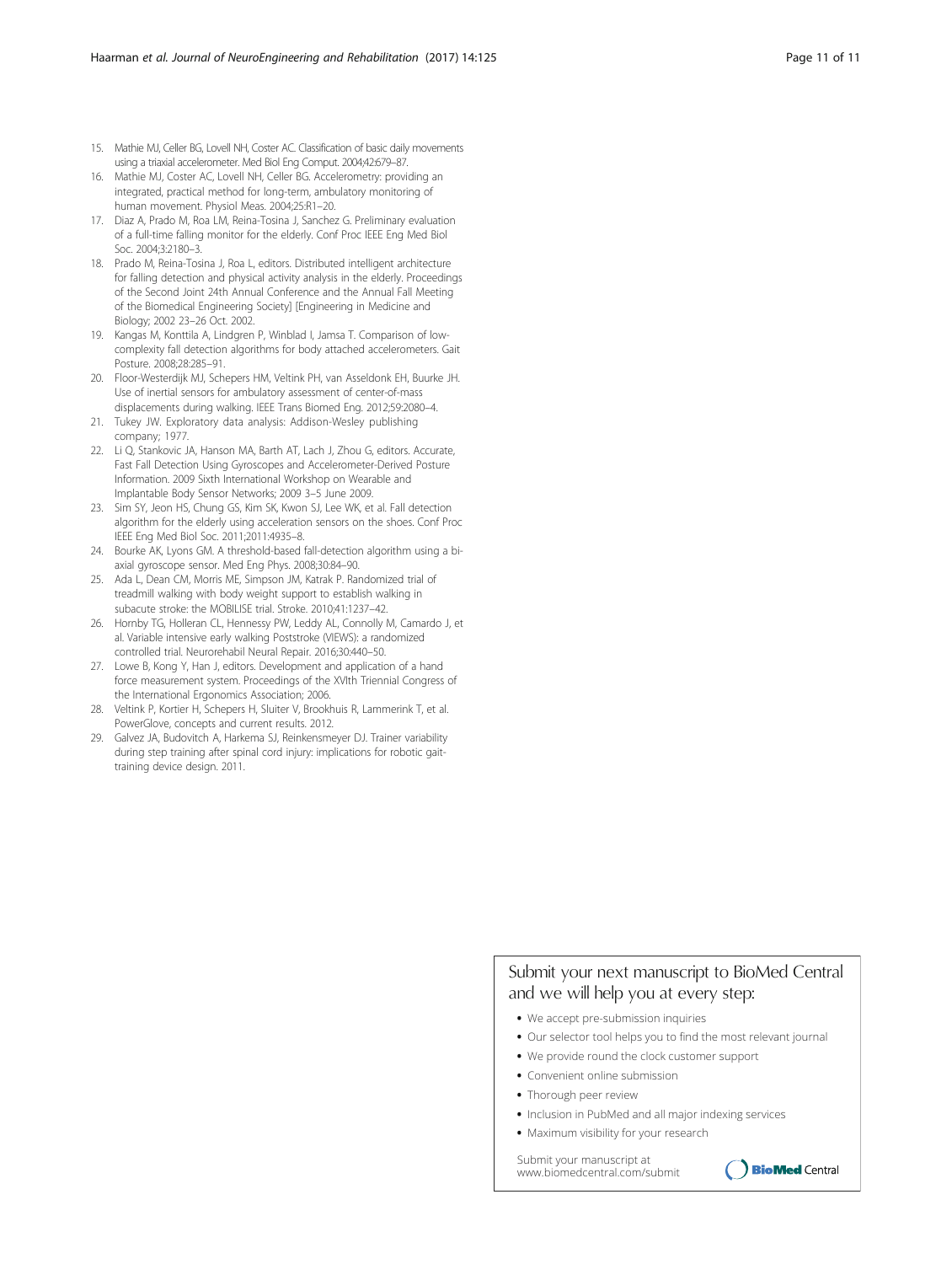15. Mathie MJ, Celler BG, Lovell NH, Coster AC. Classification of basic daily movements using a triaxial accelerometer. Med Biol Eng Comput. 2004;42:679–87.
16. Mathie MJ, Coster AC, Lovell NH, Celler BG. Accelerometry: providing an integrated, practical method for long-term, ambulatory monitoring of human movement. Physiol Meas. 2004;25:R1–20.
17. Diaz A, Prado M, Roa LM, Reina-Tosina J, Sanchez G. Preliminary evaluation of a full-time falling monitor for the elderly. Conf Proc IEEE Eng Med Biol Soc. 2004;3:2180–3.
18. Prado M, Reina-Tosina J, Roa L, editors. Distributed intelligent architecture for falling detection and physical activity analysis in the elderly. Proceedings of the Second Joint 24th Annual Conference and the Annual Fall Meeting of the Biomedical Engineering Society] [Engineering in Medicine and Biology; 2002 23–26 Oct. 2002.
19. Kangas M, Konttila A, Lindgren P, Winblad I, Jamsa T. Comparison of low-complexity fall detection algorithms for body attached accelerometers. Gait Posture. 2008;28:285–91.
20. Floor-Westerdijk MJ, Schepers HM, Veltink PH, van Asseldonk EH, Buurke JH. Use of inertial sensors for ambulatory assessment of center-of-mass displacements during walking. IEEE Trans Biomed Eng. 2012;59:2080–4.
21. Tukey JW. Exploratory data analysis: Addison-Wesley publishing company; 1977.
22. Li Q, Stankovic JA, Hanson MA, Barth AT, Lach J, Zhou G, editors. Accurate, Fast Fall Detection Using Gyroscopes and Accelerometer-Derived Posture Information. 2009 Sixth International Workshop on Wearable and Implantable Body Sensor Networks; 2009 3–5 June 2009.
23. Sim SY, Jeon HS, Chung GS, Kim SK, Kwon SJ, Lee WK, et al. Fall detection algorithm for the elderly using acceleration sensors on the shoes. Conf Proc IEEE Eng Med Biol Soc. 2011;2011:4935–8.
24. Bourke AK, Lyons GM. A threshold-based fall-detection algorithm using a bi-axial gyroscope sensor. Med Eng Phys. 2008;30:84–90.
25. Ada L, Dean CM, Morris ME, Simpson JM, Katrak P. Randomized trial of treadmill walking with body weight support to establish walking in subacute stroke: the MOBILISE trial. Stroke. 2010;41:1237–42.
26. Hornby TG, Holleran CL, Hennessy PW, Leddy AL, Connolly M, Camardo J, et al. Variable intensive early walking Poststroke (VIEWS): a randomized controlled trial. Neurorehabil Neural Repair. 2016;30:440–50.
27. Lowe B, Kong Y, Han J, editors. Development and application of a hand force measurement system. Proceedings of the XVIth Triennial Congress of the International Ergonomics Association; 2006.
28. Veltink P, Kortier H, Schepers H, Sluiter V, Brookhuis R, Lammerink T, et al. PowerGlove, concepts and current results. 2012.
29. Galvez JA, Budovitch A, Harkema SJ, Reinkensmeyer DJ. Trainer variability during step training after spinal cord injury: implications for robotic gait-training device design. 2011.